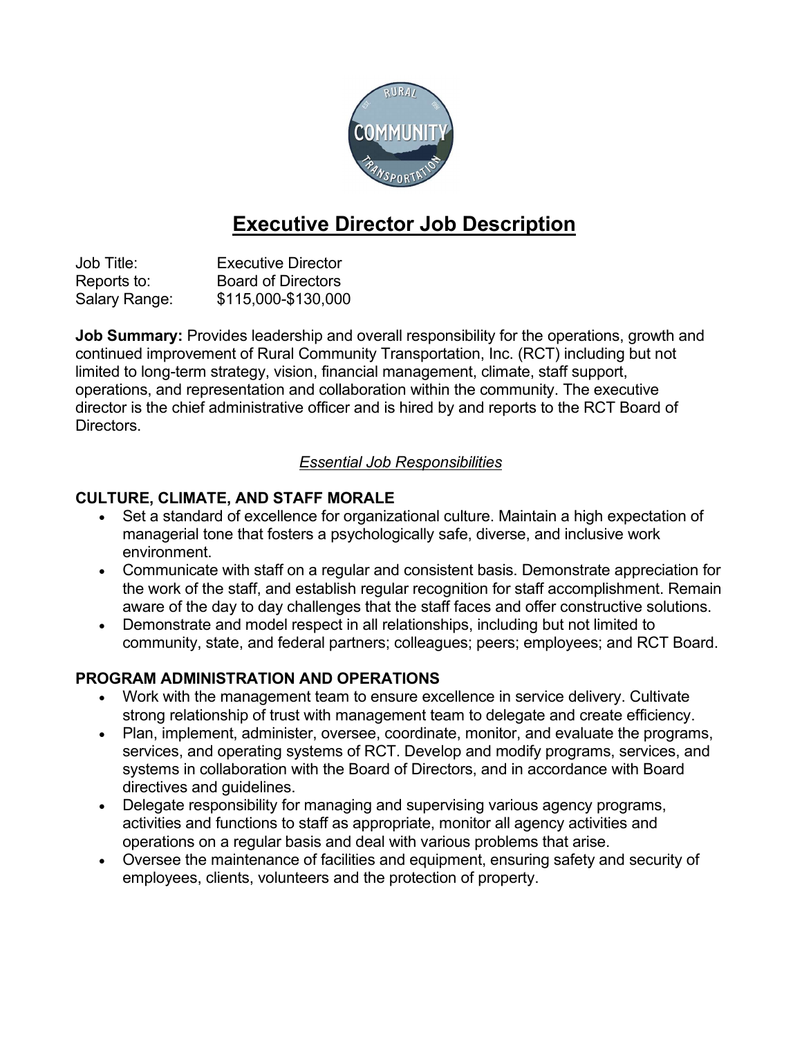# Executive Director Job Description

Job Title: Executive Director
Reports to: Board of Directors
Salary Range: $115,000-$130,000

**Job Summary:** Provides leadership and overall responsibility for the operations, growth and continued improvement of Rural Community Transportation, Inc. (RCT) including but not limited to long-term strategy, vision, financial management, climate, staff support, operations, and representation and collaboration within the community. The executive director is the chief administrative officer and is hired by and reports to the RCT Board of Directors.

*Essential Job Responsibilities*

## CULTURE, CLIMATE, AND STAFF MORALE

- Set a standard of excellence for organizational culture. Maintain a high expectation of managerial tone that fosters a psychologically safe, diverse, and inclusive work environment.
- Communicate with staff on a regular and consistent basis. Demonstrate appreciation for the work of the staff, and establish regular recognition for staff accomplishment. Remain aware of the day to day challenges that the staff faces and offer constructive solutions.
- Demonstrate and model respect in all relationships, including but not limited to community, state, and federal partners; colleagues; peers; employees; and RCT Board.

## PROGRAM ADMINISTRATION AND OPERATIONS

- Work with the management team to ensure excellence in service delivery. Cultivate strong relationship of trust with management team to delegate and create efficiency.
- Plan, implement, administer, oversee, coordinate, monitor, and evaluate the programs, services, and operating systems of RCT. Develop and modify programs, services, and systems in collaboration with the Board of Directors, and in accordance with Board directives and guidelines.
- Delegate responsibility for managing and supervising various agency programs, activities and functions to staff as appropriate, monitor all agency activities and operations on a regular basis and deal with various problems that arise.
- Oversee the maintenance of facilities and equipment, ensuring safety and security of employees, clients, volunteers and the protection of property.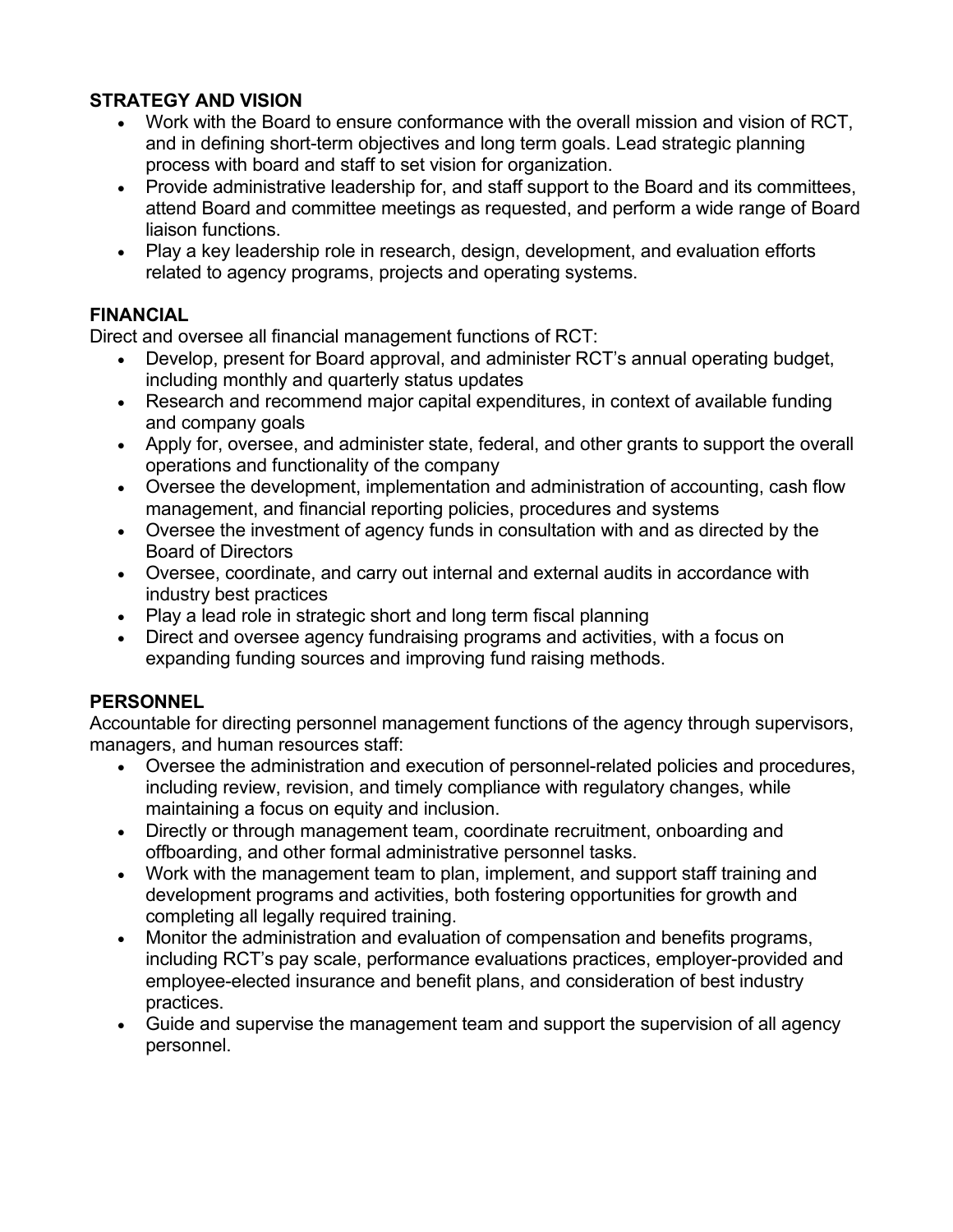## STRATEGY AND VISION

- Work with the Board to ensure conformance with the overall mission and vision of RCT, and in defining short-term objectives and long term goals. Lead strategic planning process with board and staff to set vision for organization.
- Provide administrative leadership for, and staff support to the Board and its committees, attend Board and committee meetings as requested, and perform a wide range of Board liaison functions.
- Play a key leadership role in research, design, development, and evaluation efforts related to agency programs, projects and operating systems.

## FINANCIAL

Direct and oversee all financial management functions of RCT:

- Develop, present for Board approval, and administer RCT's annual operating budget, including monthly and quarterly status updates
- Research and recommend major capital expenditures, in context of available funding and company goals
- Apply for, oversee, and administer state, federal, and other grants to support the overall operations and functionality of the company
- Oversee the development, implementation and administration of accounting, cash flow management, and financial reporting policies, procedures and systems
- Oversee the investment of agency funds in consultation with and as directed by the Board of Directors
- Oversee, coordinate, and carry out internal and external audits in accordance with industry best practices
- Play a lead role in strategic short and long term fiscal planning
- Direct and oversee agency fundraising programs and activities, with a focus on expanding funding sources and improving fund raising methods.

## PERSONNEL

Accountable for directing personnel management functions of the agency through supervisors, managers, and human resources staff:

- Oversee the administration and execution of personnel-related policies and procedures, including review, revision, and timely compliance with regulatory changes, while maintaining a focus on equity and inclusion.
- Directly or through management team, coordinate recruitment, onboarding and offboarding, and other formal administrative personnel tasks.
- Work with the management team to plan, implement, and support staff training and development programs and activities, both fostering opportunities for growth and completing all legally required training.
- Monitor the administration and evaluation of compensation and benefits programs, including RCT's pay scale, performance evaluations practices, employer-provided and employee-elected insurance and benefit plans, and consideration of best industry practices.
- Guide and supervise the management team and support the supervision of all agency personnel.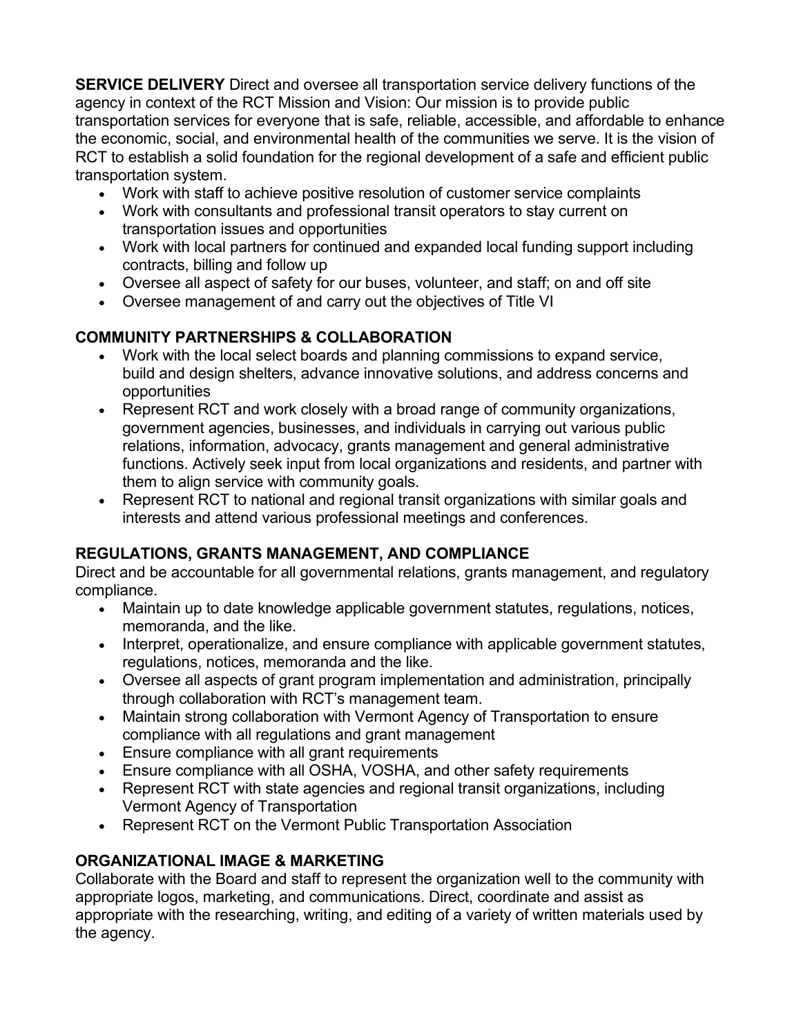**SERVICE DELIVERY** Direct and oversee all transportation service delivery functions of the agency in context of the RCT Mission and Vision: Our mission is to provide public transportation services for everyone that is safe, reliable, accessible, and affordable to enhance the economic, social, and environmental health of the communities we serve. It is the vision of RCT to establish a solid foundation for the regional development of a safe and efficient public transportation system.

- Work with staff to achieve positive resolution of customer service complaints
- Work with consultants and professional transit operators to stay current on transportation issues and opportunities
- Work with local partners for continued and expanded local funding support including contracts, billing and follow up
- Oversee all aspect of safety for our buses, volunteer, and staff; on and off site
- Oversee management of and carry out the objectives of Title VI

**COMMUNITY PARTNERSHIPS & COLLABORATION**

- Work with the local select boards and planning commissions to expand service, build and design shelters, advance innovative solutions, and address concerns and opportunities
- Represent RCT and work closely with a broad range of community organizations, government agencies, businesses, and individuals in carrying out various public relations, information, advocacy, grants management and general administrative functions. Actively seek input from local organizations and residents, and partner with them to align service with community goals.
- Represent RCT to national and regional transit organizations with similar goals and interests and attend various professional meetings and conferences.

**REGULATIONS, GRANTS MANAGEMENT, AND COMPLIANCE**

Direct and be accountable for all governmental relations, grants management, and regulatory compliance.

- Maintain up to date knowledge applicable government statutes, regulations, notices, memoranda, and the like.
- Interpret, operationalize, and ensure compliance with applicable government statutes, regulations, notices, memoranda and the like.
- Oversee all aspects of grant program implementation and administration, principally through collaboration with RCT's management team.
- Maintain strong collaboration with Vermont Agency of Transportation to ensure compliance with all regulations and grant management
- Ensure compliance with all grant requirements
- Ensure compliance with all OSHA, VOSHA, and other safety requirements
- Represent RCT with state agencies and regional transit organizations, including Vermont Agency of Transportation
- Represent RCT on the Vermont Public Transportation Association

**ORGANIZATIONAL IMAGE & MARKETING**

Collaborate with the Board and staff to represent the organization well to the community with appropriate logos, marketing, and communications. Direct, coordinate and assist as appropriate with the researching, writing, and editing of a variety of written materials used by the agency.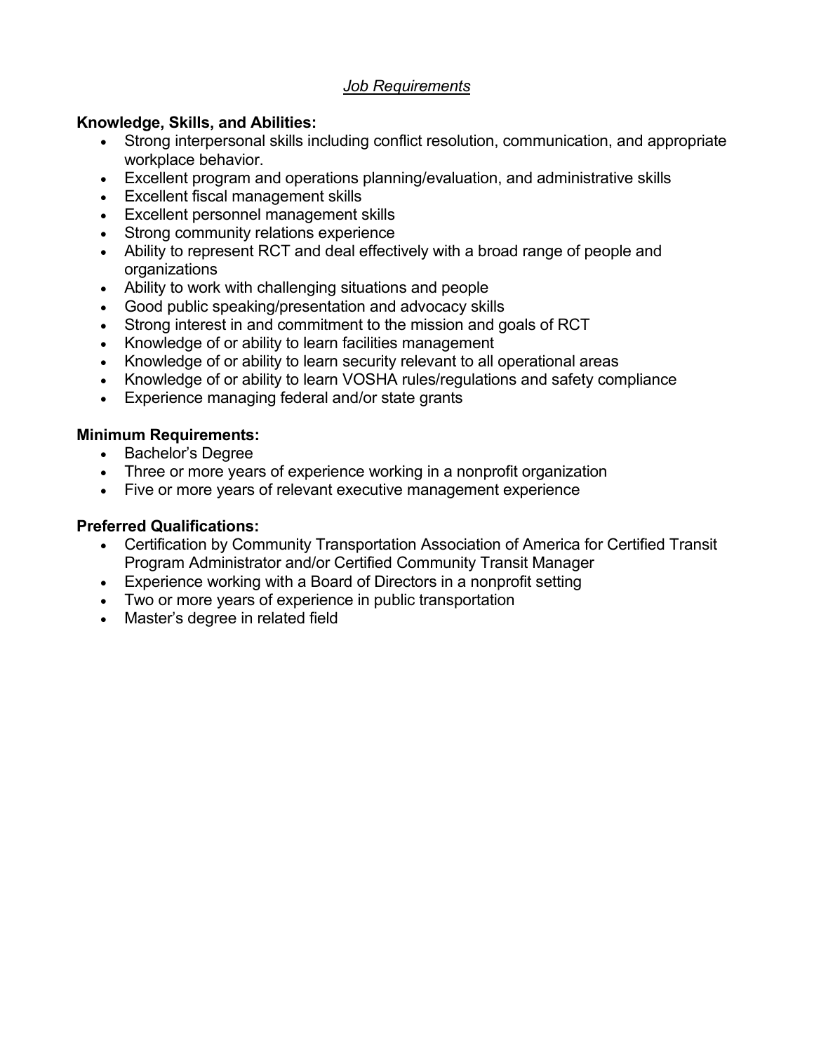## *Job Requirements*

**Knowledge, Skills, and Abilities:**

- Strong interpersonal skills including conflict resolution, communication, and appropriate workplace behavior.
- Excellent program and operations planning/evaluation, and administrative skills
- Excellent fiscal management skills
- Excellent personnel management skills
- Strong community relations experience
- Ability to represent RCT and deal effectively with a broad range of people and organizations
- Ability to work with challenging situations and people
- Good public speaking/presentation and advocacy skills
- Strong interest in and commitment to the mission and goals of RCT
- Knowledge of or ability to learn facilities management
- Knowledge of or ability to learn security relevant to all operational areas
- Knowledge of or ability to learn VOSHA rules/regulations and safety compliance
- Experience managing federal and/or state grants

**Minimum Requirements:**

- Bachelor's Degree
- Three or more years of experience working in a nonprofit organization
- Five or more years of relevant executive management experience

**Preferred Qualifications:**

- Certification by Community Transportation Association of America for Certified Transit Program Administrator and/or Certified Community Transit Manager
- Experience working with a Board of Directors in a nonprofit setting
- Two or more years of experience in public transportation
- Master's degree in related field